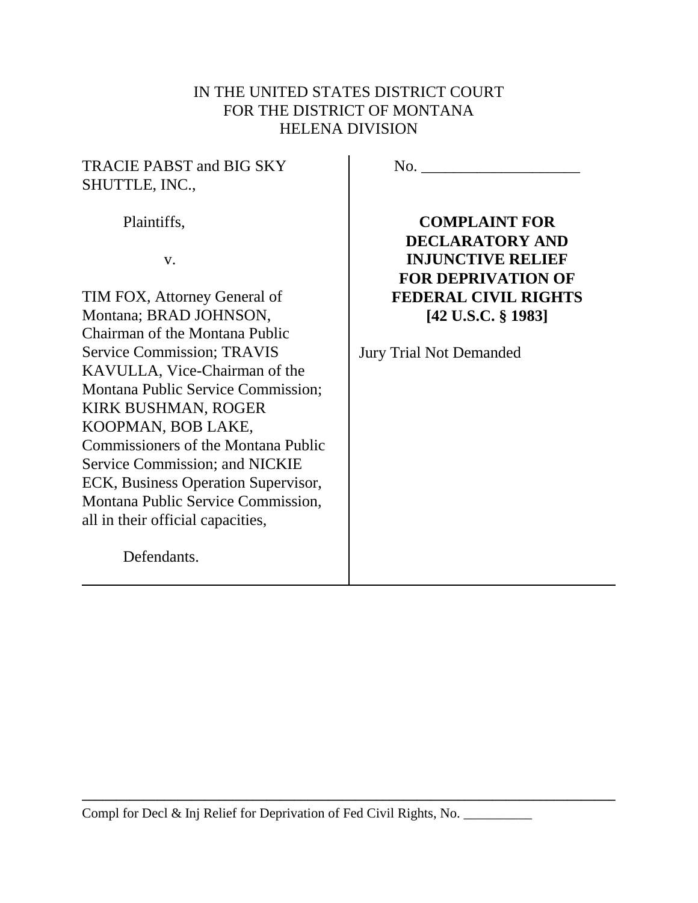IN THE UNITED STATES DISTRICT COURT
FOR THE DISTRICT OF MONTANA
HELENA DIVISION

TRACIE PABST and BIG SKY SHUTTLE, INC.,

Plaintiffs,

v.

TIM FOX, Attorney General of Montana; BRAD JOHNSON, Chairman of the Montana Public Service Commission; TRAVIS KAVULLA, Vice-Chairman of the Montana Public Service Commission; KIRK BUSHMAN, ROGER KOOPMAN, BOB LAKE, Commissioners of the Montana Public Service Commission; and NICKIE ECK, Business Operation Supervisor, Montana Public Service Commission, all in their official capacities,

Defendants.

No. ____________________

**COMPLAINT FOR DECLARATORY AND INJUNCTIVE RELIEF FOR DEPRIVATION OF FEDERAL CIVIL RIGHTS [42 U.S.C. § 1983]**

Jury Trial Not Demanded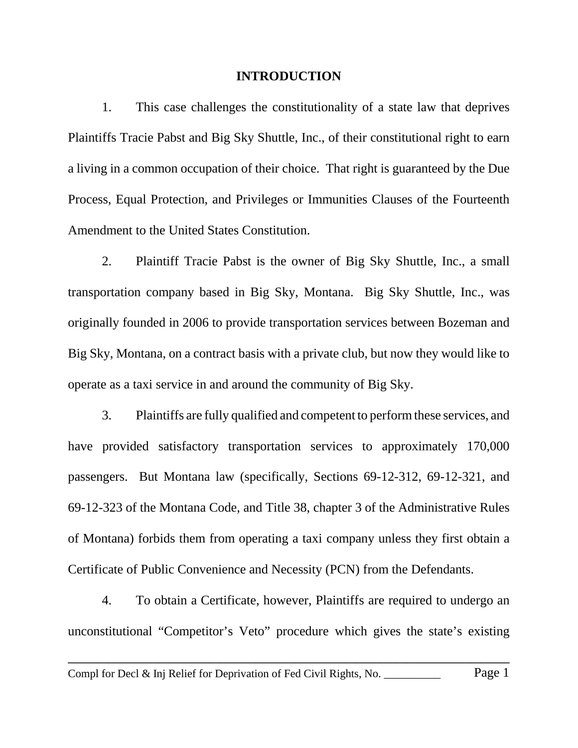## INTRODUCTION

1. This case challenges the constitutionality of a state law that deprives Plaintiffs Tracie Pabst and Big Sky Shuttle, Inc., of their constitutional right to earn a living in a common occupation of their choice. That right is guaranteed by the Due Process, Equal Protection, and Privileges or Immunities Clauses of the Fourteenth Amendment to the United States Constitution.

2. Plaintiff Tracie Pabst is the owner of Big Sky Shuttle, Inc., a small transportation company based in Big Sky, Montana. Big Sky Shuttle, Inc., was originally founded in 2006 to provide transportation services between Bozeman and Big Sky, Montana, on a contract basis with a private club, but now they would like to operate as a taxi service in and around the community of Big Sky.

3. Plaintiffs are fully qualified and competent to perform these services, and have provided satisfactory transportation services to approximately 170,000 passengers. But Montana law (specifically, Sections 69-12-312, 69-12-321, and 69-12-323 of the Montana Code, and Title 38, chapter 3 of the Administrative Rules of Montana) forbids them from operating a taxi company unless they first obtain a Certificate of Public Convenience and Necessity (PCN) from the Defendants.

4. To obtain a Certificate, however, Plaintiffs are required to undergo an unconstitutional "Competitor's Veto" procedure which gives the state's existing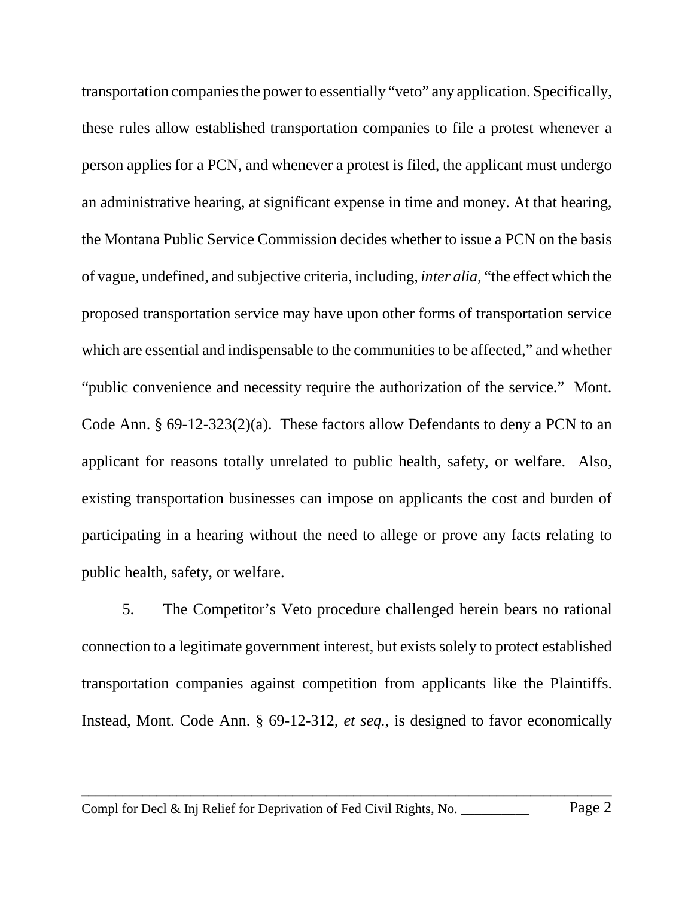transportation companies the power to essentially "veto" any application. Specifically, these rules allow established transportation companies to file a protest whenever a person applies for a PCN, and whenever a protest is filed, the applicant must undergo an administrative hearing, at significant expense in time and money. At that hearing, the Montana Public Service Commission decides whether to issue a PCN on the basis of vague, undefined, and subjective criteria, including, *inter alia*, "the effect which the proposed transportation service may have upon other forms of transportation service which are essential and indispensable to the communities to be affected," and whether "public convenience and necessity require the authorization of the service." Mont. Code Ann. § 69-12-323(2)(a). These factors allow Defendants to deny a PCN to an applicant for reasons totally unrelated to public health, safety, or welfare. Also, existing transportation businesses can impose on applicants the cost and burden of participating in a hearing without the need to allege or prove any facts relating to public health, safety, or welfare.

5. The Competitor's Veto procedure challenged herein bears no rational connection to a legitimate government interest, but exists solely to protect established transportation companies against competition from applicants like the Plaintiffs. Instead, Mont. Code Ann. § 69-12-312, *et seq.*, is designed to favor economically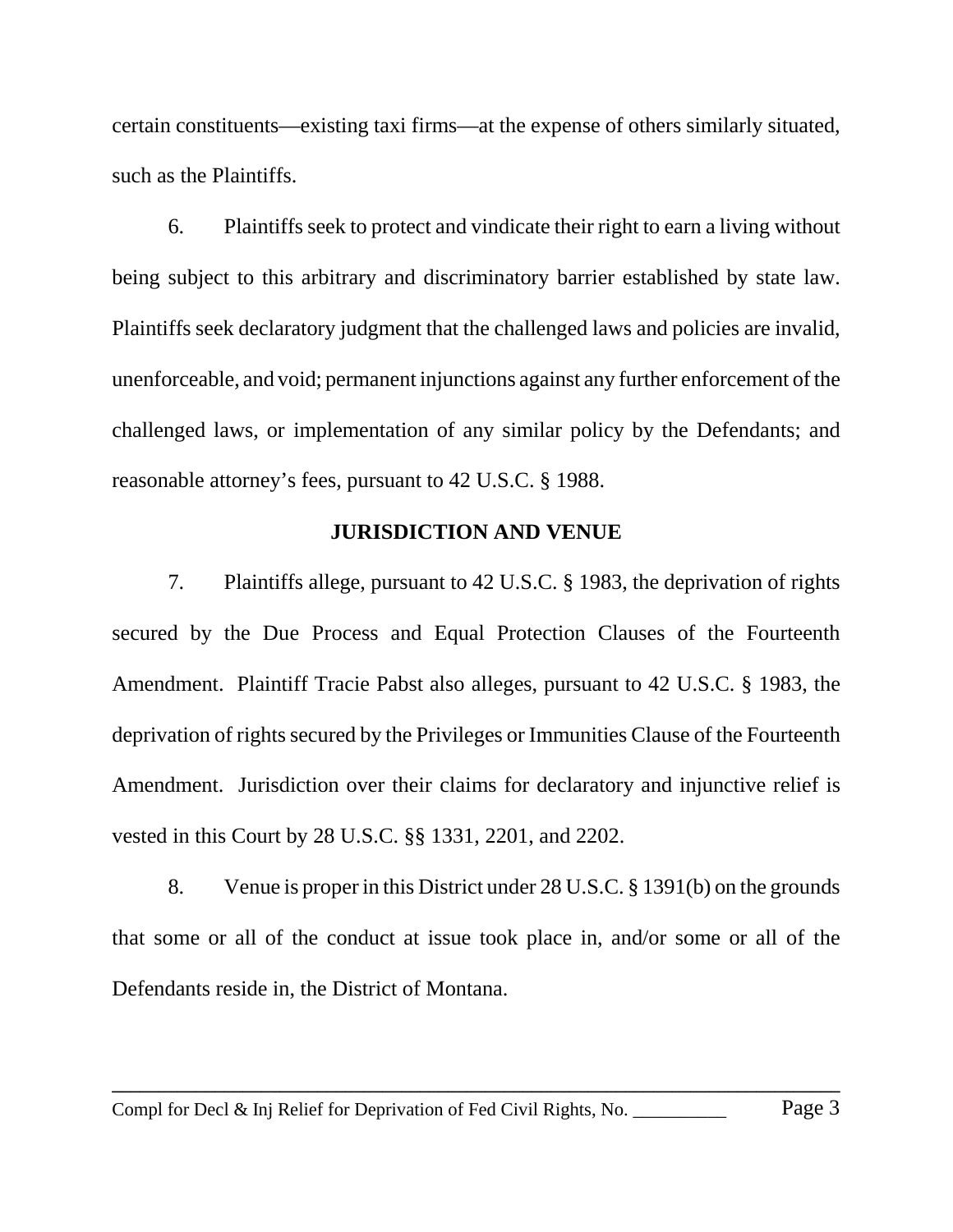certain constituents—existing taxi firms—at the expense of others similarly situated, such as the Plaintiffs.

6. Plaintiffs seek to protect and vindicate their right to earn a living without being subject to this arbitrary and discriminatory barrier established by state law. Plaintiffs seek declaratory judgment that the challenged laws and policies are invalid, unenforceable, and void; permanent injunctions against any further enforcement of the challenged laws, or implementation of any similar policy by the Defendants; and reasonable attorney's fees, pursuant to 42 U.S.C. § 1988.

## JURISDICTION AND VENUE

7. Plaintiffs allege, pursuant to 42 U.S.C. § 1983, the deprivation of rights secured by the Due Process and Equal Protection Clauses of the Fourteenth Amendment. Plaintiff Tracie Pabst also alleges, pursuant to 42 U.S.C. § 1983, the deprivation of rights secured by the Privileges or Immunities Clause of the Fourteenth Amendment. Jurisdiction over their claims for declaratory and injunctive relief is vested in this Court by 28 U.S.C. §§ 1331, 2201, and 2202.

8. Venue is proper in this District under 28 U.S.C. § 1391(b) on the grounds that some or all of the conduct at issue took place in, and/or some or all of the Defendants reside in, the District of Montana.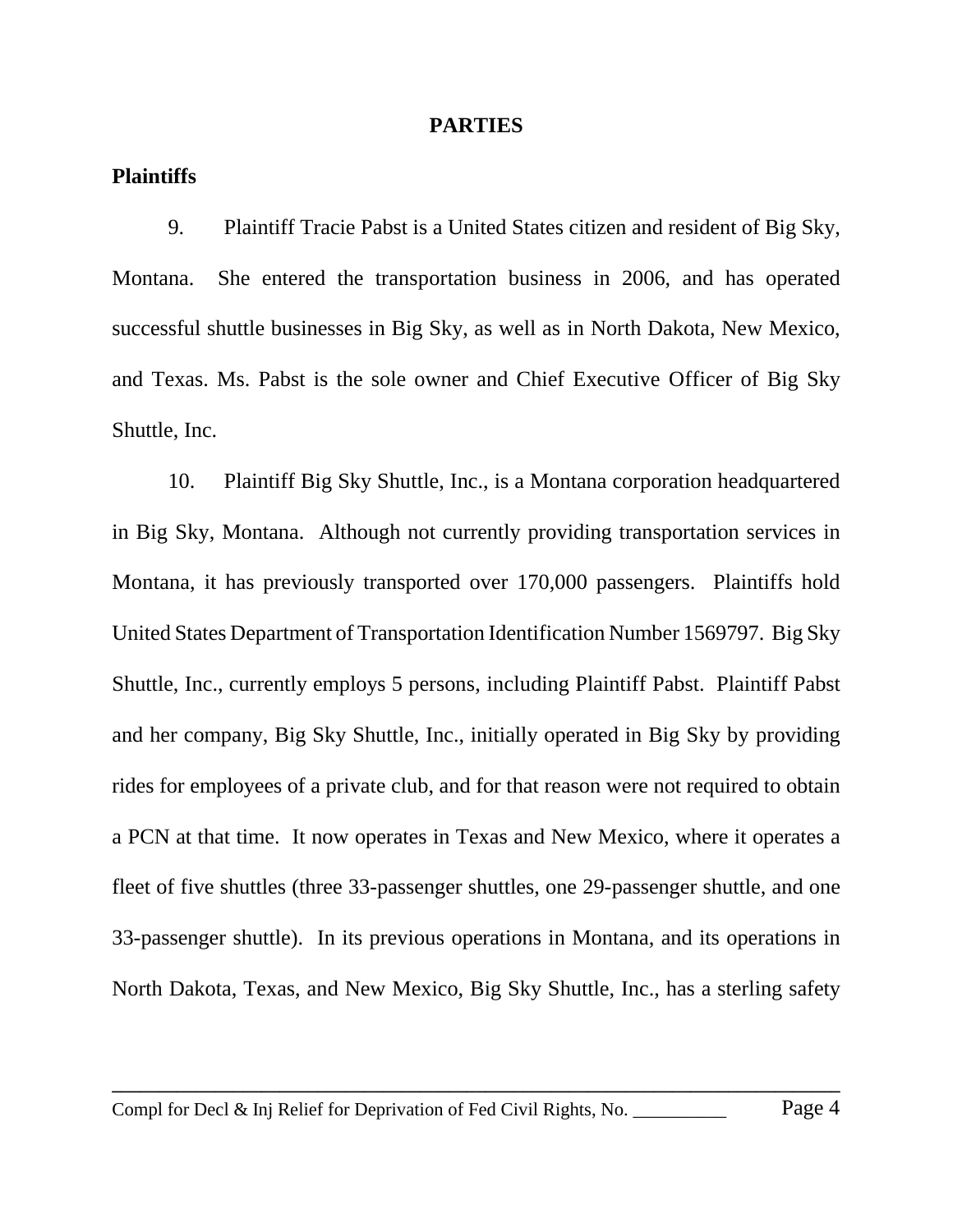## PARTIES

### Plaintiffs

9. Plaintiff Tracie Pabst is a United States citizen and resident of Big Sky, Montana. She entered the transportation business in 2006, and has operated successful shuttle businesses in Big Sky, as well as in North Dakota, New Mexico, and Texas. Ms. Pabst is the sole owner and Chief Executive Officer of Big Sky Shuttle, Inc.

10. Plaintiff Big Sky Shuttle, Inc., is a Montana corporation headquartered in Big Sky, Montana. Although not currently providing transportation services in Montana, it has previously transported over 170,000 passengers. Plaintiffs hold United States Department of Transportation Identification Number 1569797. Big Sky Shuttle, Inc., currently employs 5 persons, including Plaintiff Pabst. Plaintiff Pabst and her company, Big Sky Shuttle, Inc., initially operated in Big Sky by providing rides for employees of a private club, and for that reason were not required to obtain a PCN at that time. It now operates in Texas and New Mexico, where it operates a fleet of five shuttles (three 33-passenger shuttles, one 29-passenger shuttle, and one 33-passenger shuttle). In its previous operations in Montana, and its operations in North Dakota, Texas, and New Mexico, Big Sky Shuttle, Inc., has a sterling safety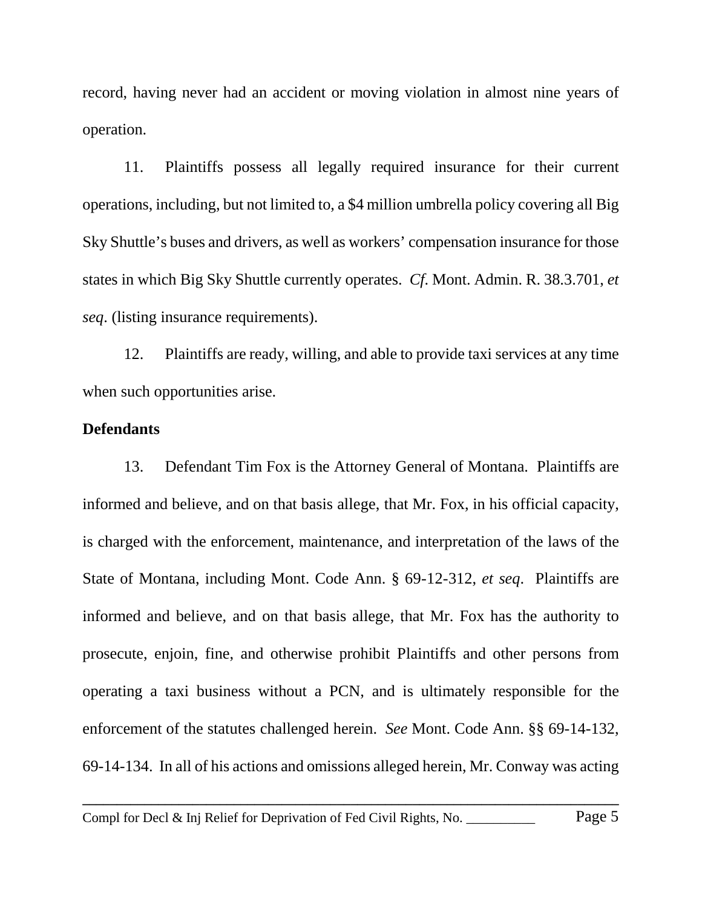record, having never had an accident or moving violation in almost nine years of operation.

11. Plaintiffs possess all legally required insurance for their current operations, including, but not limited to, a $4 million umbrella policy covering all Big Sky Shuttle's buses and drivers, as well as workers' compensation insurance for those states in which Big Sky Shuttle currently operates. *Cf.* Mont. Admin. R. 38.3.701, *et seq*. (listing insurance requirements).

12. Plaintiffs are ready, willing, and able to provide taxi services at any time when such opportunities arise.

**Defendants**

13. Defendant Tim Fox is the Attorney General of Montana. Plaintiffs are informed and believe, and on that basis allege, that Mr. Fox, in his official capacity, is charged with the enforcement, maintenance, and interpretation of the laws of the State of Montana, including Mont. Code Ann. § 69-12-312, *et seq*. Plaintiffs are informed and believe, and on that basis allege, that Mr. Fox has the authority to prosecute, enjoin, fine, and otherwise prohibit Plaintiffs and other persons from operating a taxi business without a PCN, and is ultimately responsible for the enforcement of the statutes challenged herein. *See* Mont. Code Ann. §§ 69-14-132, 69-14-134. In all of his actions and omissions alleged herein, Mr. Conway was acting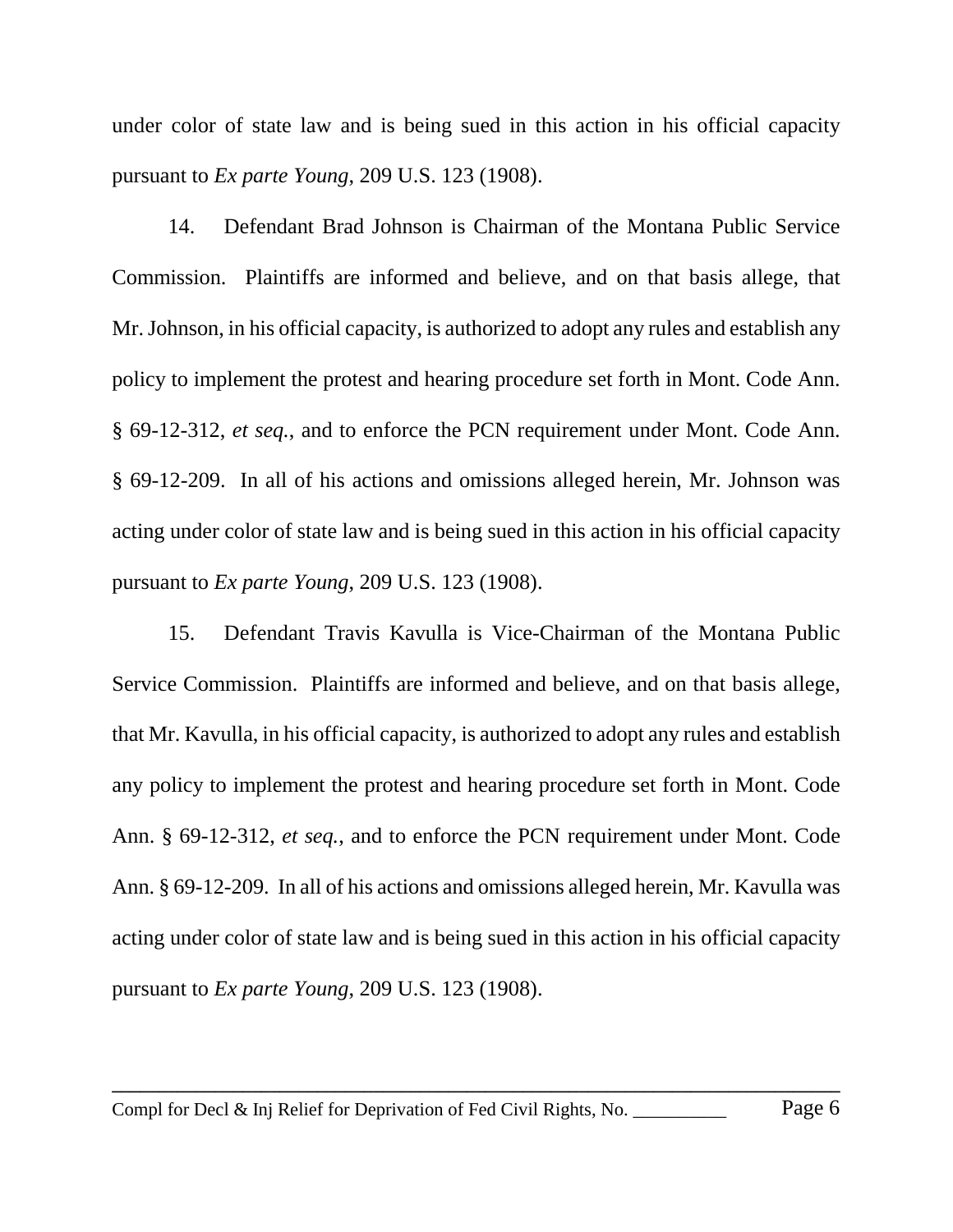under color of state law and is being sued in this action in his official capacity pursuant to *Ex parte Young*, 209 U.S. 123 (1908).

14. Defendant Brad Johnson is Chairman of the Montana Public Service Commission. Plaintiffs are informed and believe, and on that basis allege, that Mr. Johnson, in his official capacity, is authorized to adopt any rules and establish any policy to implement the protest and hearing procedure set forth in Mont. Code Ann. § 69-12-312, *et seq.*, and to enforce the PCN requirement under Mont. Code Ann. § 69-12-209. In all of his actions and omissions alleged herein, Mr. Johnson was acting under color of state law and is being sued in this action in his official capacity pursuant to *Ex parte Young*, 209 U.S. 123 (1908).

15. Defendant Travis Kavulla is Vice-Chairman of the Montana Public Service Commission. Plaintiffs are informed and believe, and on that basis allege, that Mr. Kavulla, in his official capacity, is authorized to adopt any rules and establish any policy to implement the protest and hearing procedure set forth in Mont. Code Ann. § 69-12-312, *et seq.*, and to enforce the PCN requirement under Mont. Code Ann. § 69-12-209. In all of his actions and omissions alleged herein, Mr. Kavulla was acting under color of state law and is being sued in this action in his official capacity pursuant to *Ex parte Young*, 209 U.S. 123 (1908).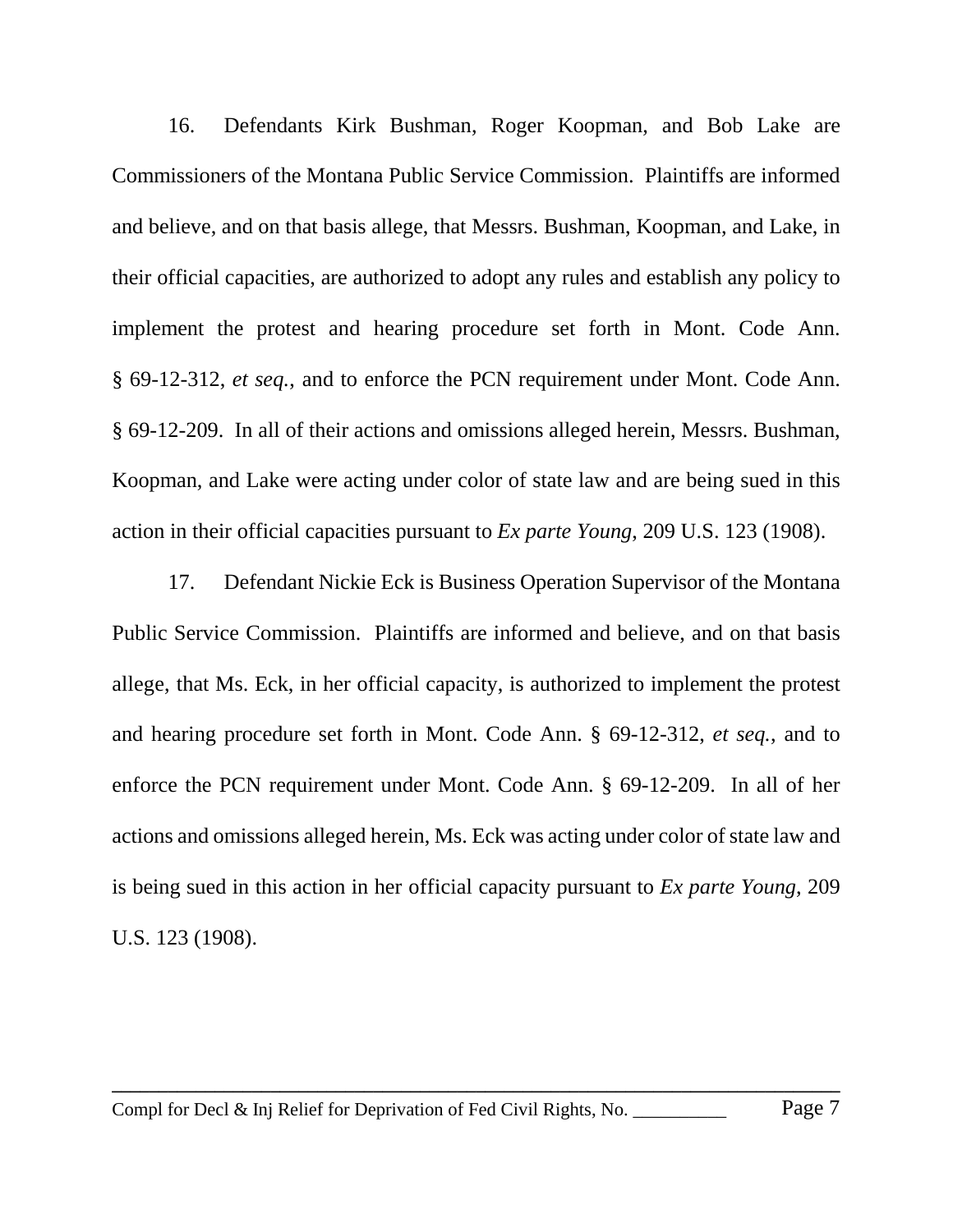16. Defendants Kirk Bushman, Roger Koopman, and Bob Lake are Commissioners of the Montana Public Service Commission. Plaintiffs are informed and believe, and on that basis allege, that Messrs. Bushman, Koopman, and Lake, in their official capacities, are authorized to adopt any rules and establish any policy to implement the protest and hearing procedure set forth in Mont. Code Ann. § 69-12-312, *et seq.*, and to enforce the PCN requirement under Mont. Code Ann. § 69-12-209. In all of their actions and omissions alleged herein, Messrs. Bushman, Koopman, and Lake were acting under color of state law and are being sued in this action in their official capacities pursuant to *Ex parte Young*, 209 U.S. 123 (1908).

17. Defendant Nickie Eck is Business Operation Supervisor of the Montana Public Service Commission. Plaintiffs are informed and believe, and on that basis allege, that Ms. Eck, in her official capacity, is authorized to implement the protest and hearing procedure set forth in Mont. Code Ann. § 69-12-312, *et seq.*, and to enforce the PCN requirement under Mont. Code Ann. § 69-12-209. In all of her actions and omissions alleged herein, Ms. Eck was acting under color of state law and is being sued in this action in her official capacity pursuant to *Ex parte Young*, 209 U.S. 123 (1908).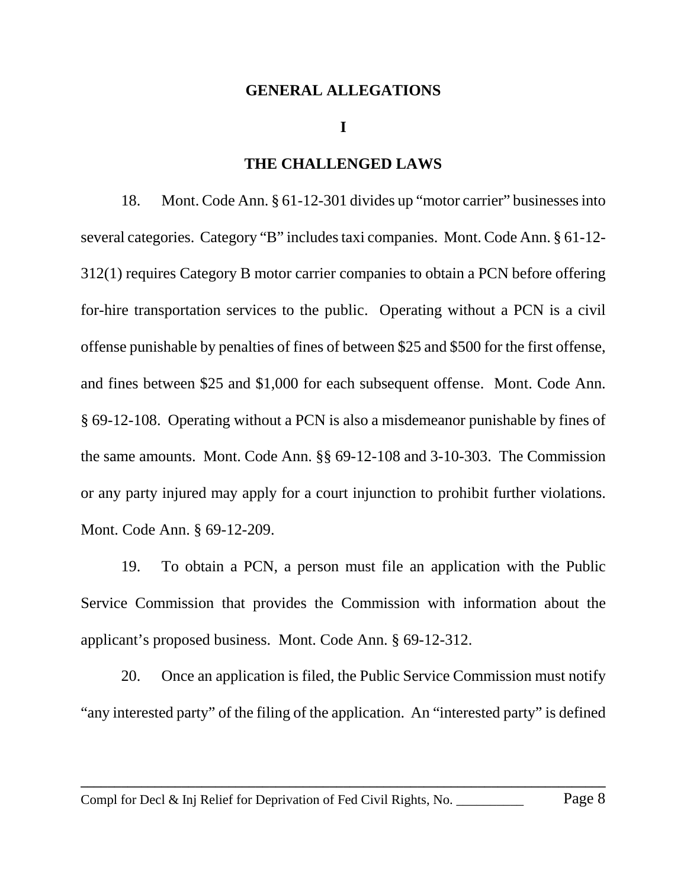## GENERAL ALLEGATIONS

### I

### THE CHALLENGED LAWS

18. Mont. Code Ann. § 61-12-301 divides up "motor carrier" businesses into several categories. Category "B" includes taxi companies. Mont. Code Ann. § 61-12-312(1) requires Category B motor carrier companies to obtain a PCN before offering for-hire transportation services to the public. Operating without a PCN is a civil offense punishable by penalties of fines of between $25 and $500 for the first offense, and fines between $25 and $1,000 for each subsequent offense. Mont. Code Ann. § 69-12-108. Operating without a PCN is also a misdemeanor punishable by fines of the same amounts. Mont. Code Ann. §§ 69-12-108 and 3-10-303. The Commission or any party injured may apply for a court injunction to prohibit further violations. Mont. Code Ann. § 69-12-209.

19. To obtain a PCN, a person must file an application with the Public Service Commission that provides the Commission with information about the applicant's proposed business. Mont. Code Ann. § 69-12-312.

20. Once an application is filed, the Public Service Commission must notify "any interested party" of the filing of the application. An "interested party" is defined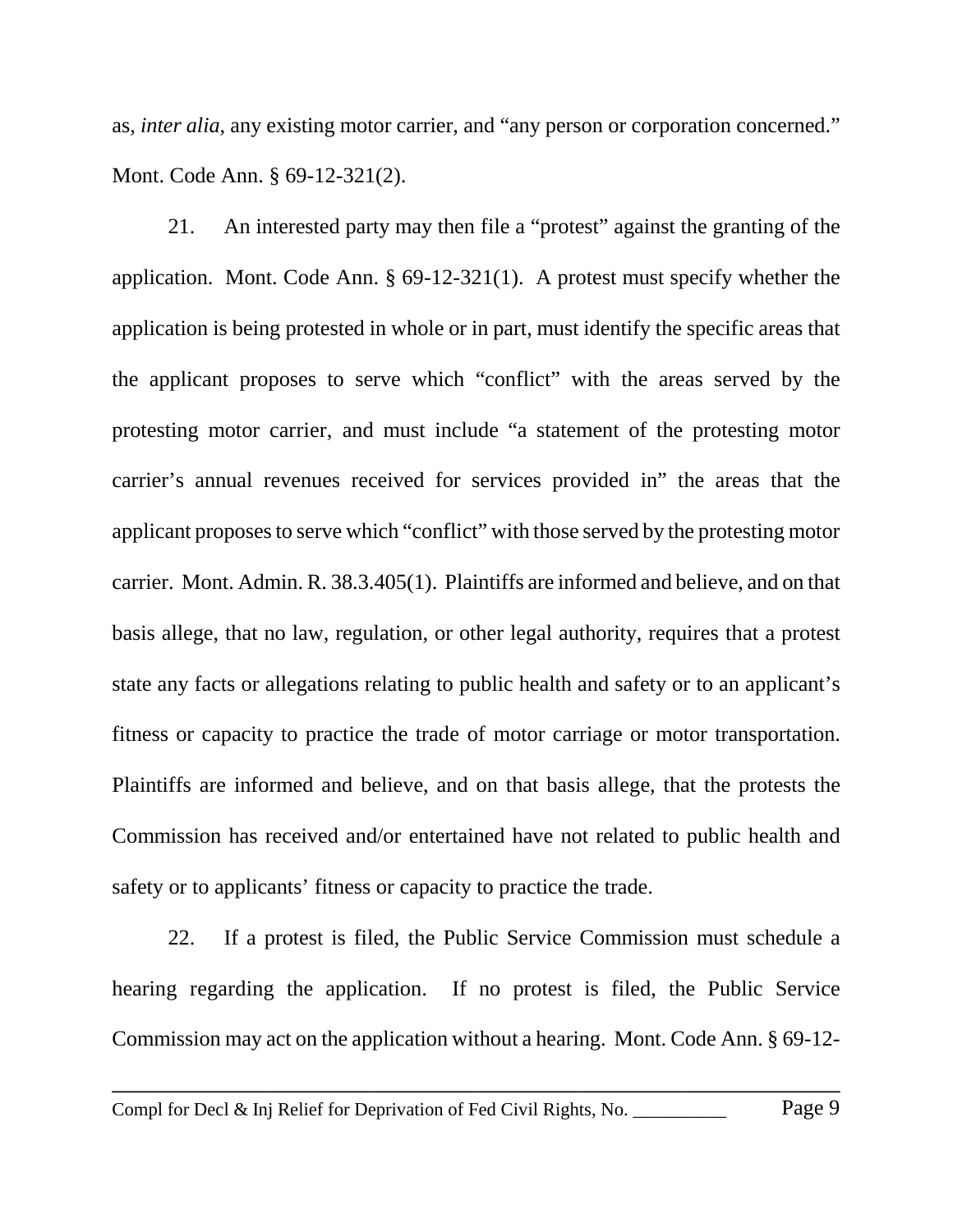as, *inter alia*, any existing motor carrier, and "any person or corporation concerned." Mont. Code Ann. § 69-12-321(2).

21. An interested party may then file a "protest" against the granting of the application. Mont. Code Ann. § 69-12-321(1). A protest must specify whether the application is being protested in whole or in part, must identify the specific areas that the applicant proposes to serve which "conflict" with the areas served by the protesting motor carrier, and must include "a statement of the protesting motor carrier's annual revenues received for services provided in" the areas that the applicant proposes to serve which "conflict" with those served by the protesting motor carrier. Mont. Admin. R. 38.3.405(1). Plaintiffs are informed and believe, and on that basis allege, that no law, regulation, or other legal authority, requires that a protest state any facts or allegations relating to public health and safety or to an applicant's fitness or capacity to practice the trade of motor carriage or motor transportation. Plaintiffs are informed and believe, and on that basis allege, that the protests the Commission has received and/or entertained have not related to public health and safety or to applicants' fitness or capacity to practice the trade.

22. If a protest is filed, the Public Service Commission must schedule a hearing regarding the application. If no protest is filed, the Public Service Commission may act on the application without a hearing. Mont. Code Ann. § 69-12-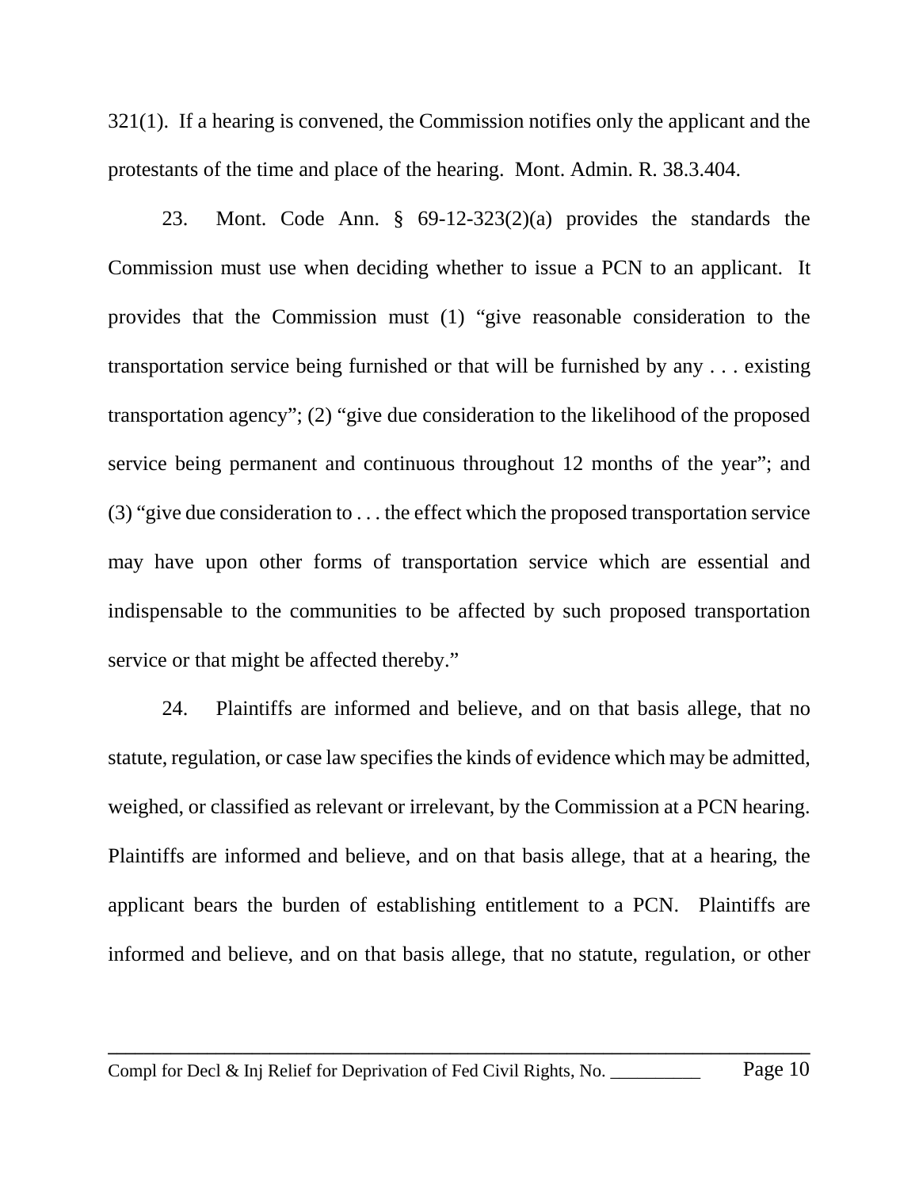321(1). If a hearing is convened, the Commission notifies only the applicant and the protestants of the time and place of the hearing. Mont. Admin. R. 38.3.404.

23. Mont. Code Ann. § 69-12-323(2)(a) provides the standards the Commission must use when deciding whether to issue a PCN to an applicant. It provides that the Commission must (1) "give reasonable consideration to the transportation service being furnished or that will be furnished by any . . . existing transportation agency"; (2) "give due consideration to the likelihood of the proposed service being permanent and continuous throughout 12 months of the year"; and (3) "give due consideration to . . . the effect which the proposed transportation service may have upon other forms of transportation service which are essential and indispensable to the communities to be affected by such proposed transportation service or that might be affected thereby."

24. Plaintiffs are informed and believe, and on that basis allege, that no statute, regulation, or case law specifies the kinds of evidence which may be admitted, weighed, or classified as relevant or irrelevant, by the Commission at a PCN hearing. Plaintiffs are informed and believe, and on that basis allege, that at a hearing, the applicant bears the burden of establishing entitlement to a PCN. Plaintiffs are informed and believe, and on that basis allege, that no statute, regulation, or other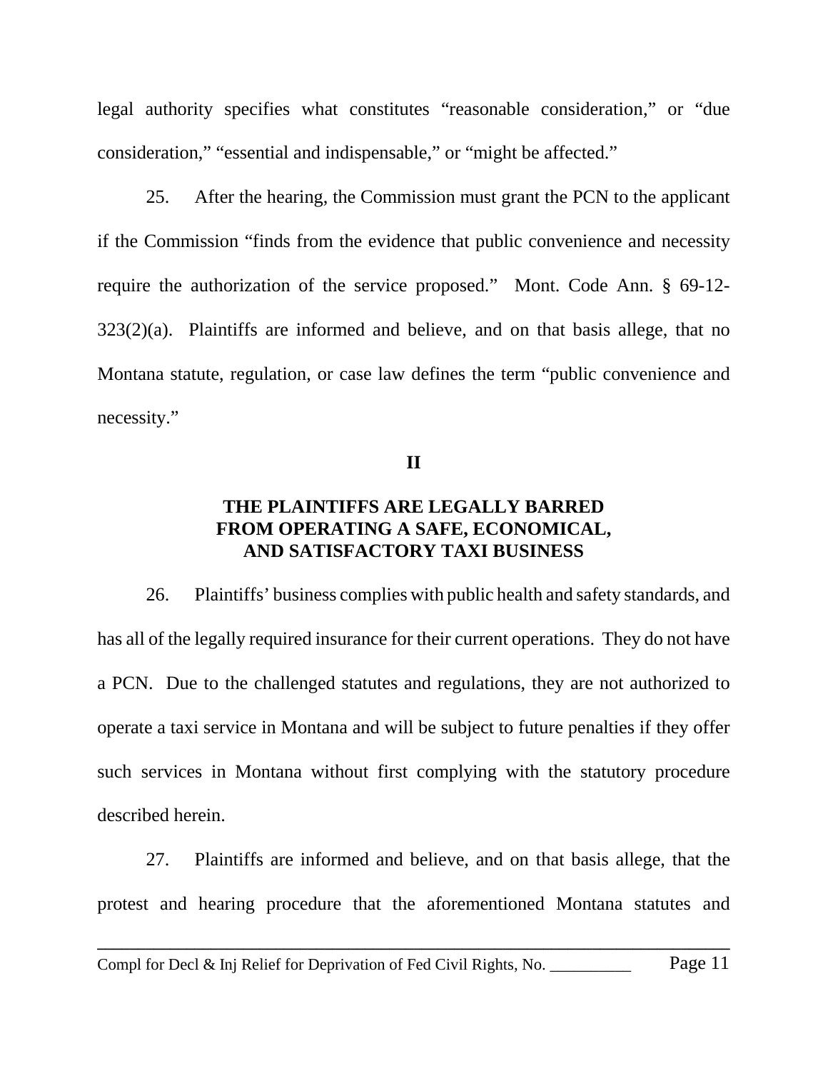legal authority specifies what constitutes "reasonable consideration," or "due consideration," "essential and indispensable," or "might be affected."

25. After the hearing, the Commission must grant the PCN to the applicant if the Commission "finds from the evidence that public convenience and necessity require the authorization of the service proposed." Mont. Code Ann. § 69-12-323(2)(a). Plaintiffs are informed and believe, and on that basis allege, that no Montana statute, regulation, or case law defines the term "public convenience and necessity."

## II

## THE PLAINTIFFS ARE LEGALLY BARRED FROM OPERATING A SAFE, ECONOMICAL, AND SATISFACTORY TAXI BUSINESS

26. Plaintiffs' business complies with public health and safety standards, and has all of the legally required insurance for their current operations. They do not have a PCN. Due to the challenged statutes and regulations, they are not authorized to operate a taxi service in Montana and will be subject to future penalties if they offer such services in Montana without first complying with the statutory procedure described herein.

27. Plaintiffs are informed and believe, and on that basis allege, that the protest and hearing procedure that the aforementioned Montana statutes and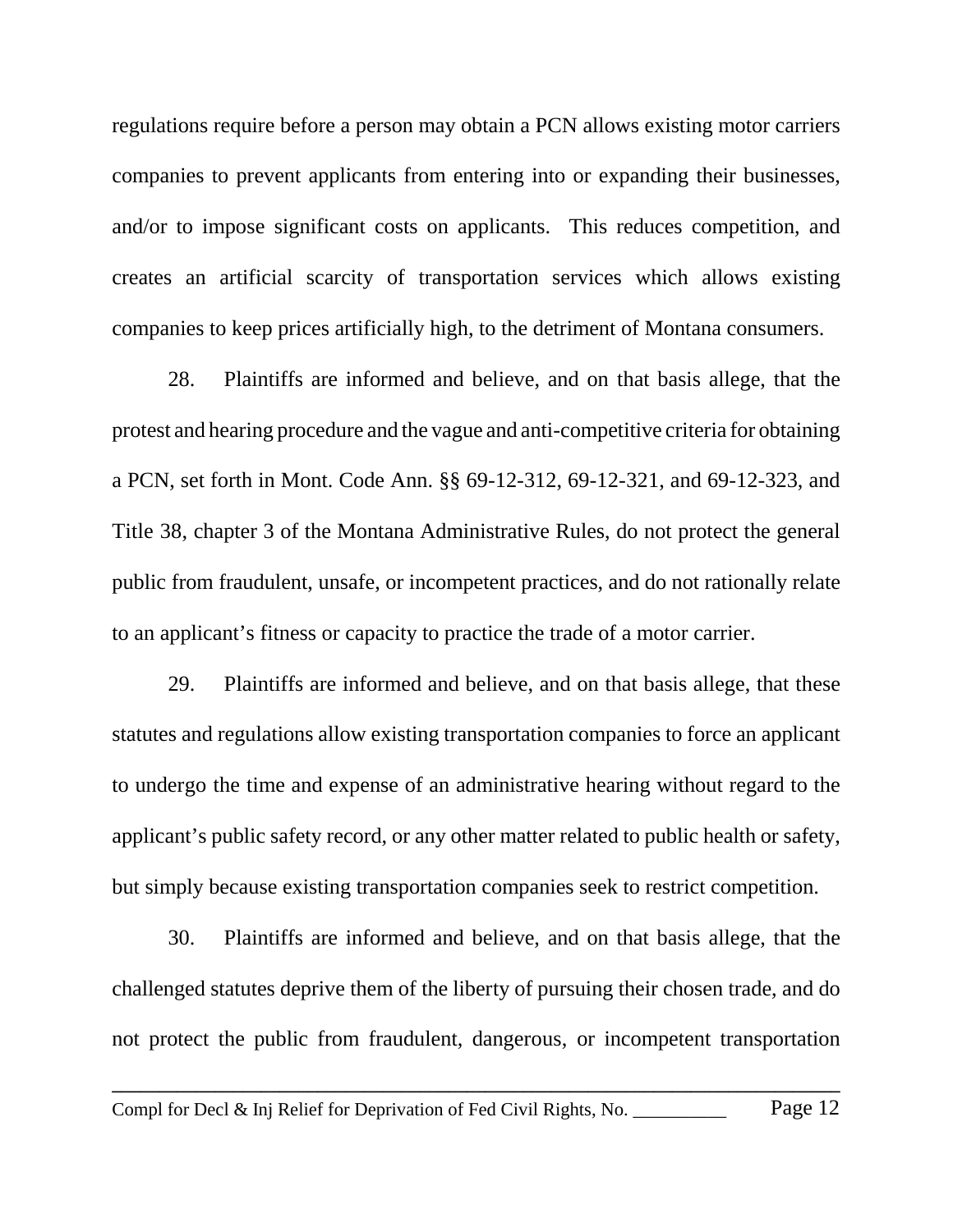regulations require before a person may obtain a PCN allows existing motor carriers companies to prevent applicants from entering into or expanding their businesses, and/or to impose significant costs on applicants. This reduces competition, and creates an artificial scarcity of transportation services which allows existing companies to keep prices artificially high, to the detriment of Montana consumers.

28. Plaintiffs are informed and believe, and on that basis allege, that the protest and hearing procedure and the vague and anti-competitive criteria for obtaining a PCN, set forth in Mont. Code Ann. §§ 69-12-312, 69-12-321, and 69-12-323, and Title 38, chapter 3 of the Montana Administrative Rules, do not protect the general public from fraudulent, unsafe, or incompetent practices, and do not rationally relate to an applicant's fitness or capacity to practice the trade of a motor carrier.

29. Plaintiffs are informed and believe, and on that basis allege, that these statutes and regulations allow existing transportation companies to force an applicant to undergo the time and expense of an administrative hearing without regard to the applicant's public safety record, or any other matter related to public health or safety, but simply because existing transportation companies seek to restrict competition.

30. Plaintiffs are informed and believe, and on that basis allege, that the challenged statutes deprive them of the liberty of pursuing their chosen trade, and do not protect the public from fraudulent, dangerous, or incompetent transportation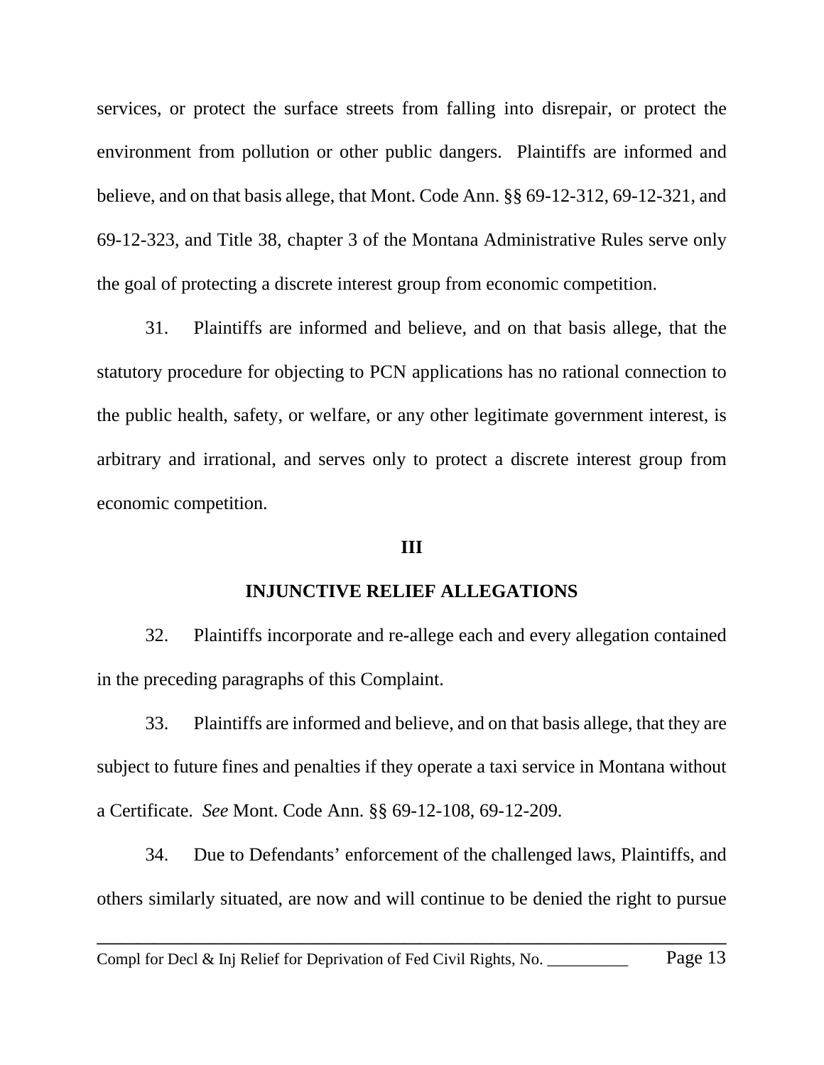services, or protect the surface streets from falling into disrepair, or protect the environment from pollution or other public dangers. Plaintiffs are informed and believe, and on that basis allege, that Mont. Code Ann. §§ 69-12-312, 69-12-321, and 69-12-323, and Title 38, chapter 3 of the Montana Administrative Rules serve only the goal of protecting a discrete interest group from economic competition.

31. Plaintiffs are informed and believe, and on that basis allege, that the statutory procedure for objecting to PCN applications has no rational connection to the public health, safety, or welfare, or any other legitimate government interest, is arbitrary and irrational, and serves only to protect a discrete interest group from economic competition.

## III

## INJUNCTIVE RELIEF ALLEGATIONS

32. Plaintiffs incorporate and re-allege each and every allegation contained in the preceding paragraphs of this Complaint.

33. Plaintiffs are informed and believe, and on that basis allege, that they are subject to future fines and penalties if they operate a taxi service in Montana without a Certificate. *See* Mont. Code Ann. §§ 69-12-108, 69-12-209.

34. Due to Defendants' enforcement of the challenged laws, Plaintiffs, and others similarly situated, are now and will continue to be denied the right to pursue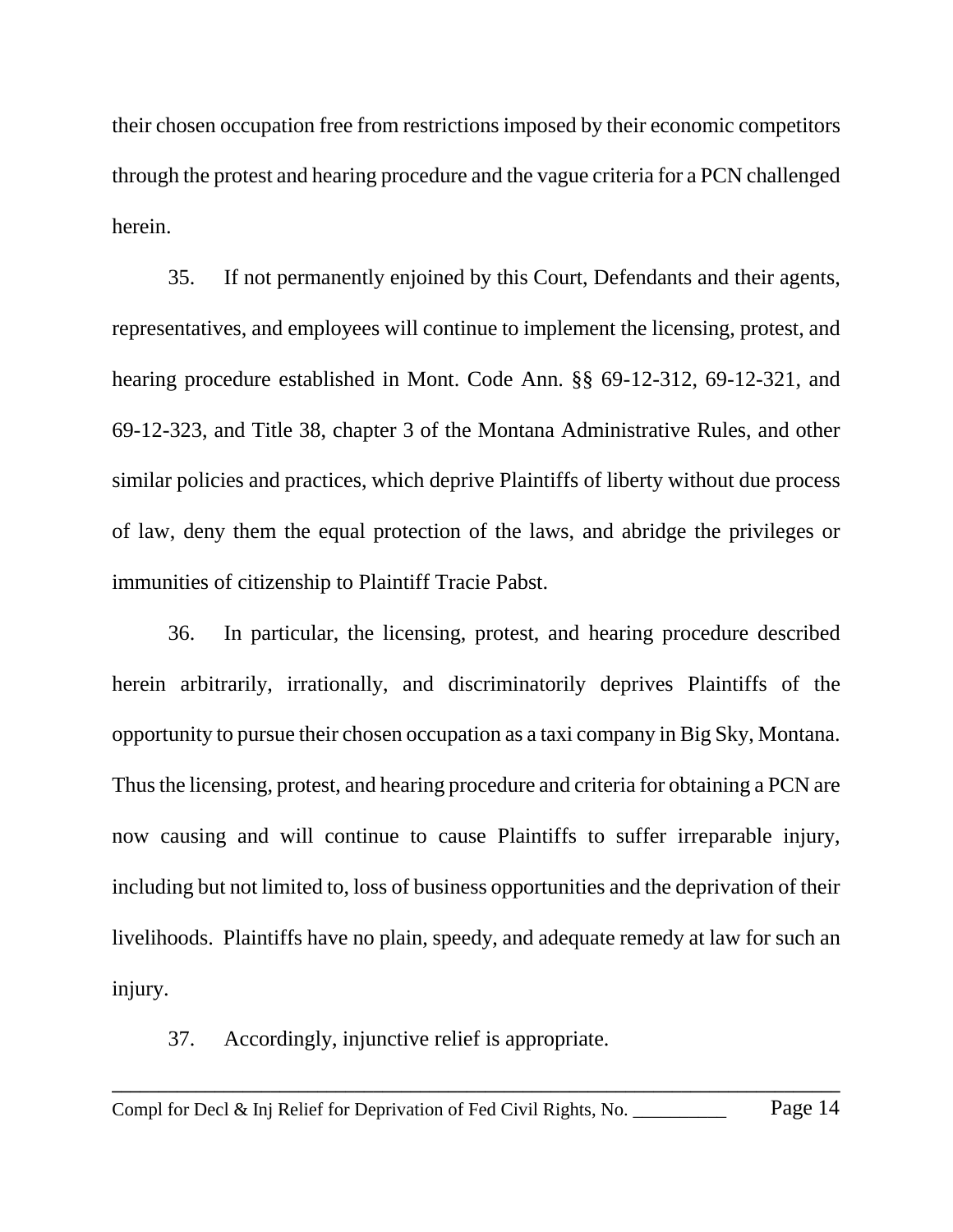their chosen occupation free from restrictions imposed by their economic competitors through the protest and hearing procedure and the vague criteria for a PCN challenged herein.

35. If not permanently enjoined by this Court, Defendants and their agents, representatives, and employees will continue to implement the licensing, protest, and hearing procedure established in Mont. Code Ann. §§ 69-12-312, 69-12-321, and 69-12-323, and Title 38, chapter 3 of the Montana Administrative Rules, and other similar policies and practices, which deprive Plaintiffs of liberty without due process of law, deny them the equal protection of the laws, and abridge the privileges or immunities of citizenship to Plaintiff Tracie Pabst.

36. In particular, the licensing, protest, and hearing procedure described herein arbitrarily, irrationally, and discriminatorily deprives Plaintiffs of the opportunity to pursue their chosen occupation as a taxi company in Big Sky, Montana. Thus the licensing, protest, and hearing procedure and criteria for obtaining a PCN are now causing and will continue to cause Plaintiffs to suffer irreparable injury, including but not limited to, loss of business opportunities and the deprivation of their livelihoods. Plaintiffs have no plain, speedy, and adequate remedy at law for such an injury.

37. Accordingly, injunctive relief is appropriate.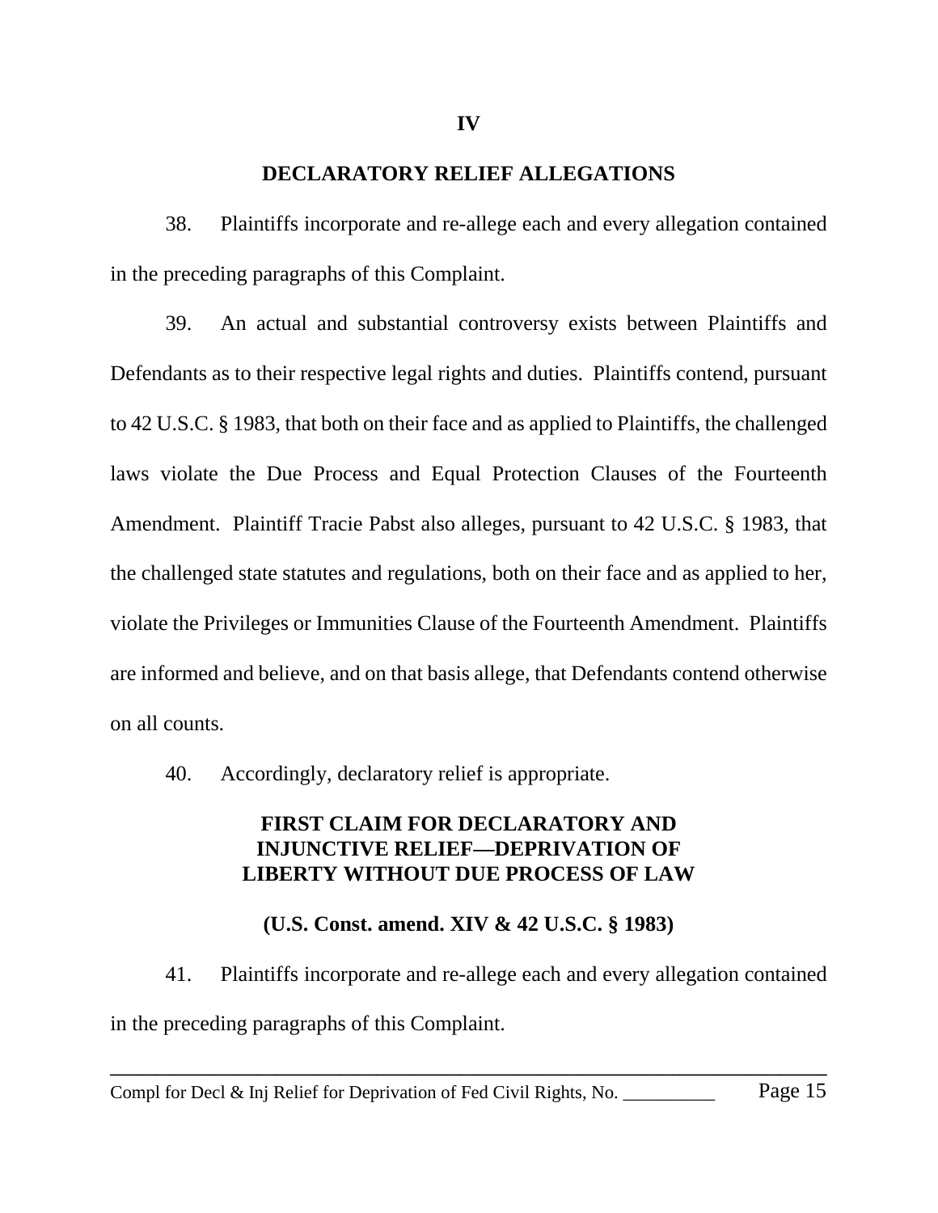## IV

## DECLARATORY RELIEF ALLEGATIONS

38. Plaintiffs incorporate and re-allege each and every allegation contained in the preceding paragraphs of this Complaint.

39. An actual and substantial controversy exists between Plaintiffs and Defendants as to their respective legal rights and duties. Plaintiffs contend, pursuant to 42 U.S.C. § 1983, that both on their face and as applied to Plaintiffs, the challenged laws violate the Due Process and Equal Protection Clauses of the Fourteenth Amendment. Plaintiff Tracie Pabst also alleges, pursuant to 42 U.S.C. § 1983, that the challenged state statutes and regulations, both on their face and as applied to her, violate the Privileges or Immunities Clause of the Fourteenth Amendment. Plaintiffs are informed and believe, and on that basis allege, that Defendants contend otherwise on all counts.

40. Accordingly, declaratory relief is appropriate.

### FIRST CLAIM FOR DECLARATORY AND INJUNCTIVE RELIEF—DEPRIVATION OF LIBERTY WITHOUT DUE PROCESS OF LAW

### (U.S. Const. amend. XIV & 42 U.S.C. § 1983)

41. Plaintiffs incorporate and re-allege each and every allegation contained in the preceding paragraphs of this Complaint.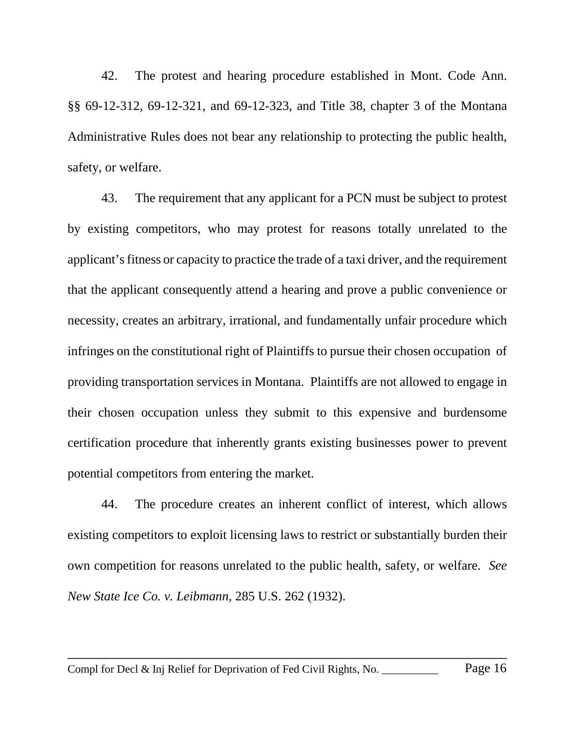42. The protest and hearing procedure established in Mont. Code Ann. §§ 69-12-312, 69-12-321, and 69-12-323, and Title 38, chapter 3 of the Montana Administrative Rules does not bear any relationship to protecting the public health, safety, or welfare.

43. The requirement that any applicant for a PCN must be subject to protest by existing competitors, who may protest for reasons totally unrelated to the applicant's fitness or capacity to practice the trade of a taxi driver, and the requirement that the applicant consequently attend a hearing and prove a public convenience or necessity, creates an arbitrary, irrational, and fundamentally unfair procedure which infringes on the constitutional right of Plaintiffs to pursue their chosen occupation of providing transportation services in Montana. Plaintiffs are not allowed to engage in their chosen occupation unless they submit to this expensive and burdensome certification procedure that inherently grants existing businesses power to prevent potential competitors from entering the market.

44. The procedure creates an inherent conflict of interest, which allows existing competitors to exploit licensing laws to restrict or substantially burden their own competition for reasons unrelated to the public health, safety, or welfare. *See New State Ice Co. v. Leibmann*, 285 U.S. 262 (1932).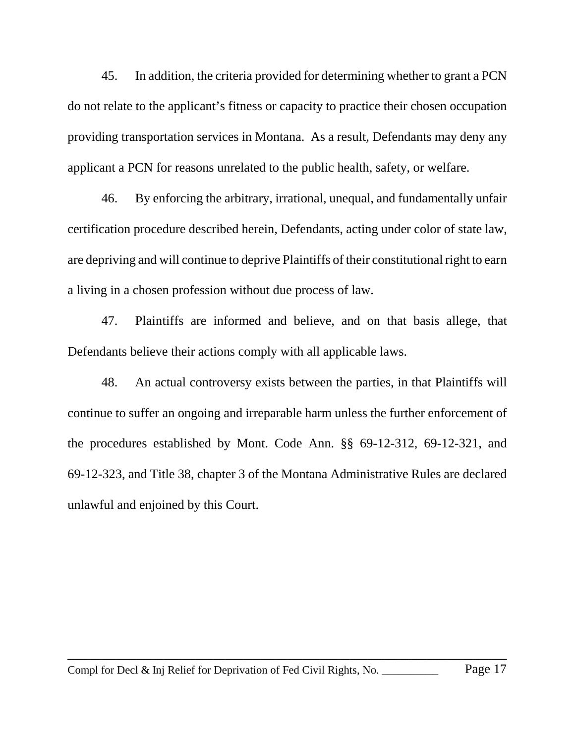45. In addition, the criteria provided for determining whether to grant a PCN do not relate to the applicant's fitness or capacity to practice their chosen occupation providing transportation services in Montana. As a result, Defendants may deny any applicant a PCN for reasons unrelated to the public health, safety, or welfare.

46. By enforcing the arbitrary, irrational, unequal, and fundamentally unfair certification procedure described herein, Defendants, acting under color of state law, are depriving and will continue to deprive Plaintiffs of their constitutional right to earn a living in a chosen profession without due process of law.

47. Plaintiffs are informed and believe, and on that basis allege, that Defendants believe their actions comply with all applicable laws.

48. An actual controversy exists between the parties, in that Plaintiffs will continue to suffer an ongoing and irreparable harm unless the further enforcement of the procedures established by Mont. Code Ann. §§ 69-12-312, 69-12-321, and 69-12-323, and Title 38, chapter 3 of the Montana Administrative Rules are declared unlawful and enjoined by this Court.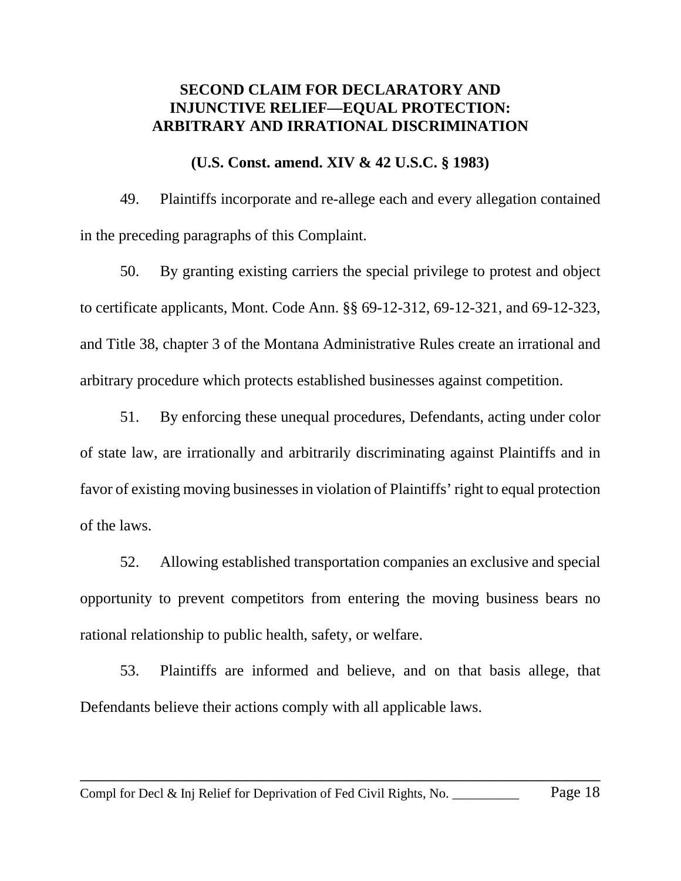## SECOND CLAIM FOR DECLARATORY AND INJUNCTIVE RELIEF—EQUAL PROTECTION: ARBITRARY AND IRRATIONAL DISCRIMINATION

**(U.S. Const. amend. XIV & 42 U.S.C. § 1983)**

49. Plaintiffs incorporate and re-allege each and every allegation contained in the preceding paragraphs of this Complaint.

50. By granting existing carriers the special privilege to protest and object to certificate applicants, Mont. Code Ann. §§ 69-12-312, 69-12-321, and 69-12-323, and Title 38, chapter 3 of the Montana Administrative Rules create an irrational and arbitrary procedure which protects established businesses against competition.

51. By enforcing these unequal procedures, Defendants, acting under color of state law, are irrationally and arbitrarily discriminating against Plaintiffs and in favor of existing moving businesses in violation of Plaintiffs' right to equal protection of the laws.

52. Allowing established transportation companies an exclusive and special opportunity to prevent competitors from entering the moving business bears no rational relationship to public health, safety, or welfare.

53. Plaintiffs are informed and believe, and on that basis allege, that Defendants believe their actions comply with all applicable laws.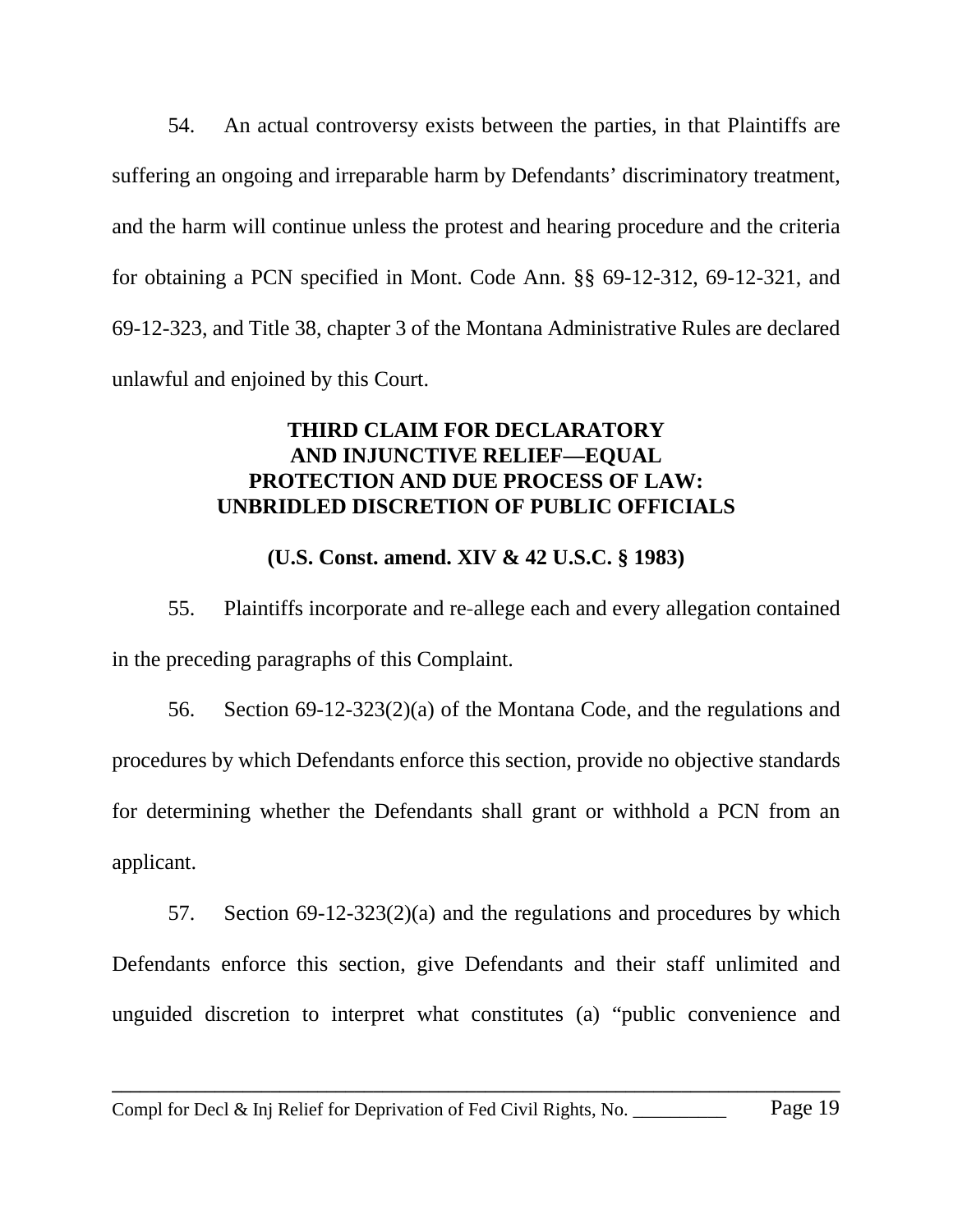54. An actual controversy exists between the parties, in that Plaintiffs are suffering an ongoing and irreparable harm by Defendants' discriminatory treatment, and the harm will continue unless the protest and hearing procedure and the criteria for obtaining a PCN specified in Mont. Code Ann. §§ 69-12-312, 69-12-321, and 69-12-323, and Title 38, chapter 3 of the Montana Administrative Rules are declared unlawful and enjoined by this Court.

## THIRD CLAIM FOR DECLARATORY AND INJUNCTIVE RELIEF—EQUAL PROTECTION AND DUE PROCESS OF LAW: UNBRIDLED DISCRETION OF PUBLIC OFFICIALS

**(U.S. Const. amend. XIV & 42 U.S.C. § 1983)**

55. Plaintiffs incorporate and re-allege each and every allegation contained in the preceding paragraphs of this Complaint.

56. Section 69-12-323(2)(a) of the Montana Code, and the regulations and procedures by which Defendants enforce this section, provide no objective standards for determining whether the Defendants shall grant or withhold a PCN from an applicant.

57. Section 69-12-323(2)(a) and the regulations and procedures by which Defendants enforce this section, give Defendants and their staff unlimited and unguided discretion to interpret what constitutes (a) "public convenience and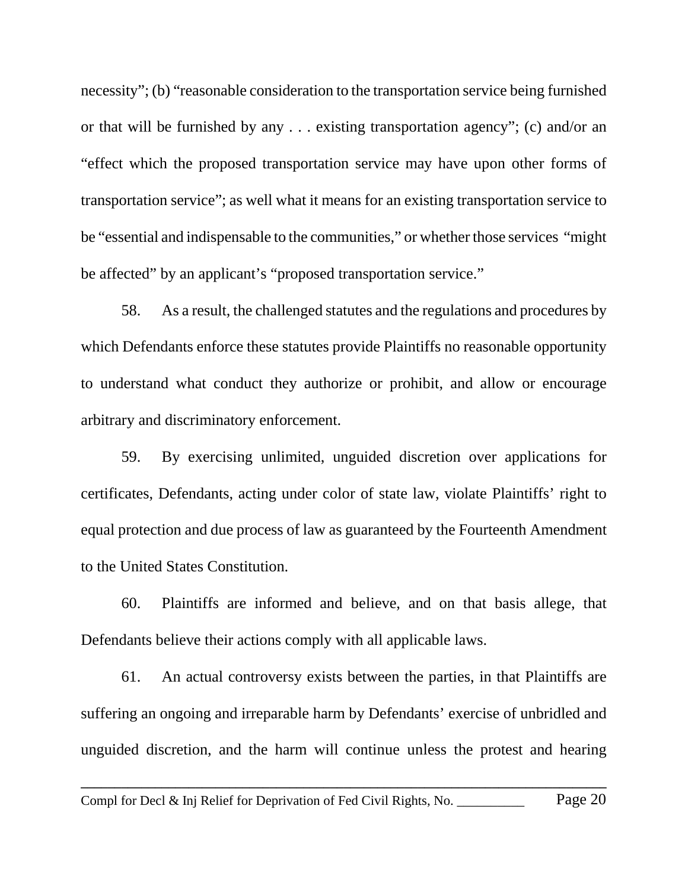necessity"; (b) "reasonable consideration to the transportation service being furnished or that will be furnished by any . . . existing transportation agency"; (c) and/or an "effect which the proposed transportation service may have upon other forms of transportation service"; as well what it means for an existing transportation service to be "essential and indispensable to the communities," or whether those services "might be affected" by an applicant's "proposed transportation service."

58. As a result, the challenged statutes and the regulations and procedures by which Defendants enforce these statutes provide Plaintiffs no reasonable opportunity to understand what conduct they authorize or prohibit, and allow or encourage arbitrary and discriminatory enforcement.

59. By exercising unlimited, unguided discretion over applications for certificates, Defendants, acting under color of state law, violate Plaintiffs' right to equal protection and due process of law as guaranteed by the Fourteenth Amendment to the United States Constitution.

60. Plaintiffs are informed and believe, and on that basis allege, that Defendants believe their actions comply with all applicable laws.

61. An actual controversy exists between the parties, in that Plaintiffs are suffering an ongoing and irreparable harm by Defendants' exercise of unbridled and unguided discretion, and the harm will continue unless the protest and hearing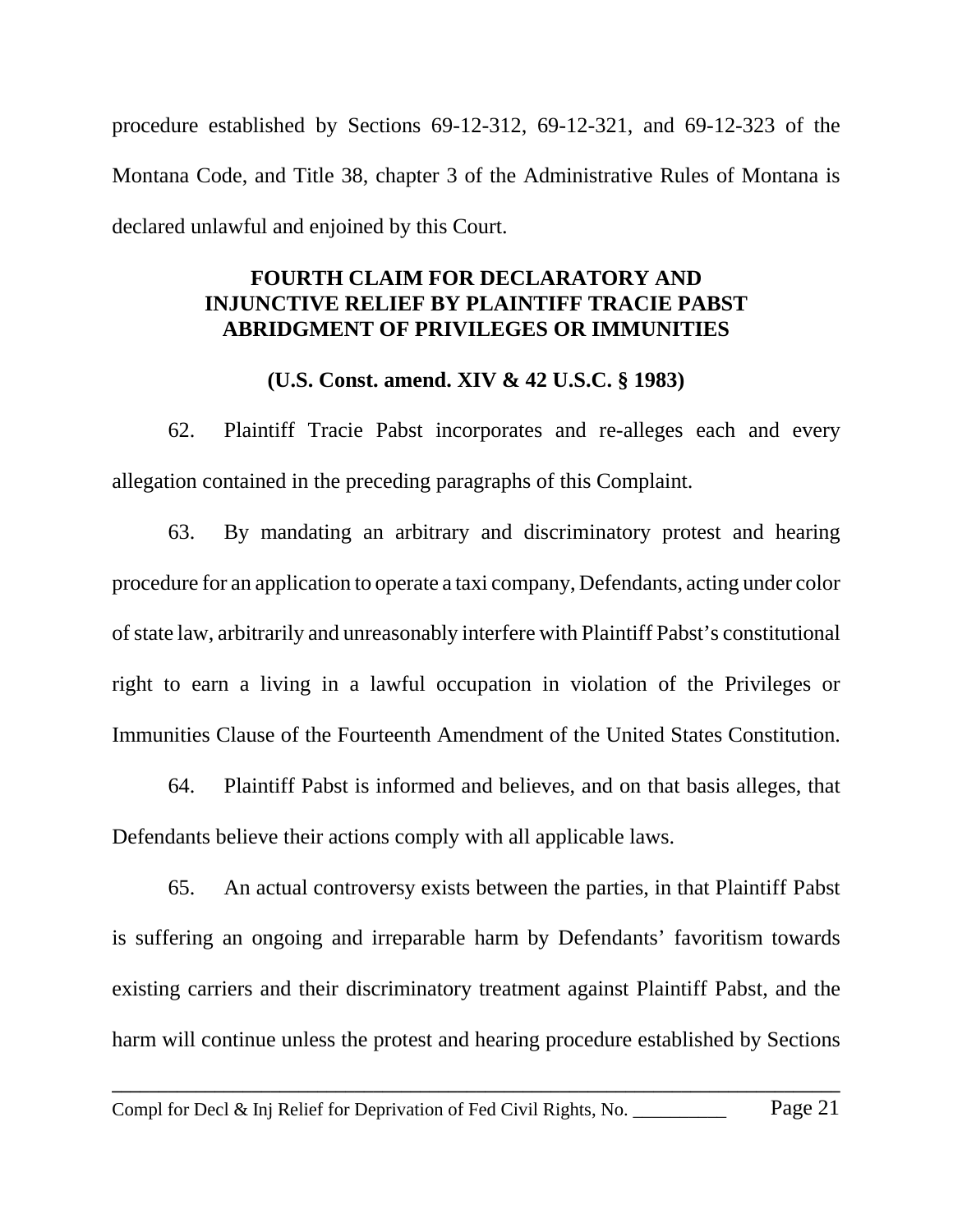procedure established by Sections 69-12-312, 69-12-321, and 69-12-323 of the Montana Code, and Title 38, chapter 3 of the Administrative Rules of Montana is declared unlawful and enjoined by this Court.

**FOURTH CLAIM FOR DECLARATORY AND INJUNCTIVE RELIEF BY PLAINTIFF TRACIE PABST ABRIDGMENT OF PRIVILEGES OR IMMUNITIES**

**(U.S. Const. amend. XIV & 42 U.S.C. § 1983)**

62. Plaintiff Tracie Pabst incorporates and re-alleges each and every allegation contained in the preceding paragraphs of this Complaint.

63. By mandating an arbitrary and discriminatory protest and hearing procedure for an application to operate a taxi company, Defendants, acting under color of state law, arbitrarily and unreasonably interfere with Plaintiff Pabst's constitutional right to earn a living in a lawful occupation in violation of the Privileges or Immunities Clause of the Fourteenth Amendment of the United States Constitution.

64. Plaintiff Pabst is informed and believes, and on that basis alleges, that Defendants believe their actions comply with all applicable laws.

65. An actual controversy exists between the parties, in that Plaintiff Pabst is suffering an ongoing and irreparable harm by Defendants' favoritism towards existing carriers and their discriminatory treatment against Plaintiff Pabst, and the harm will continue unless the protest and hearing procedure established by Sections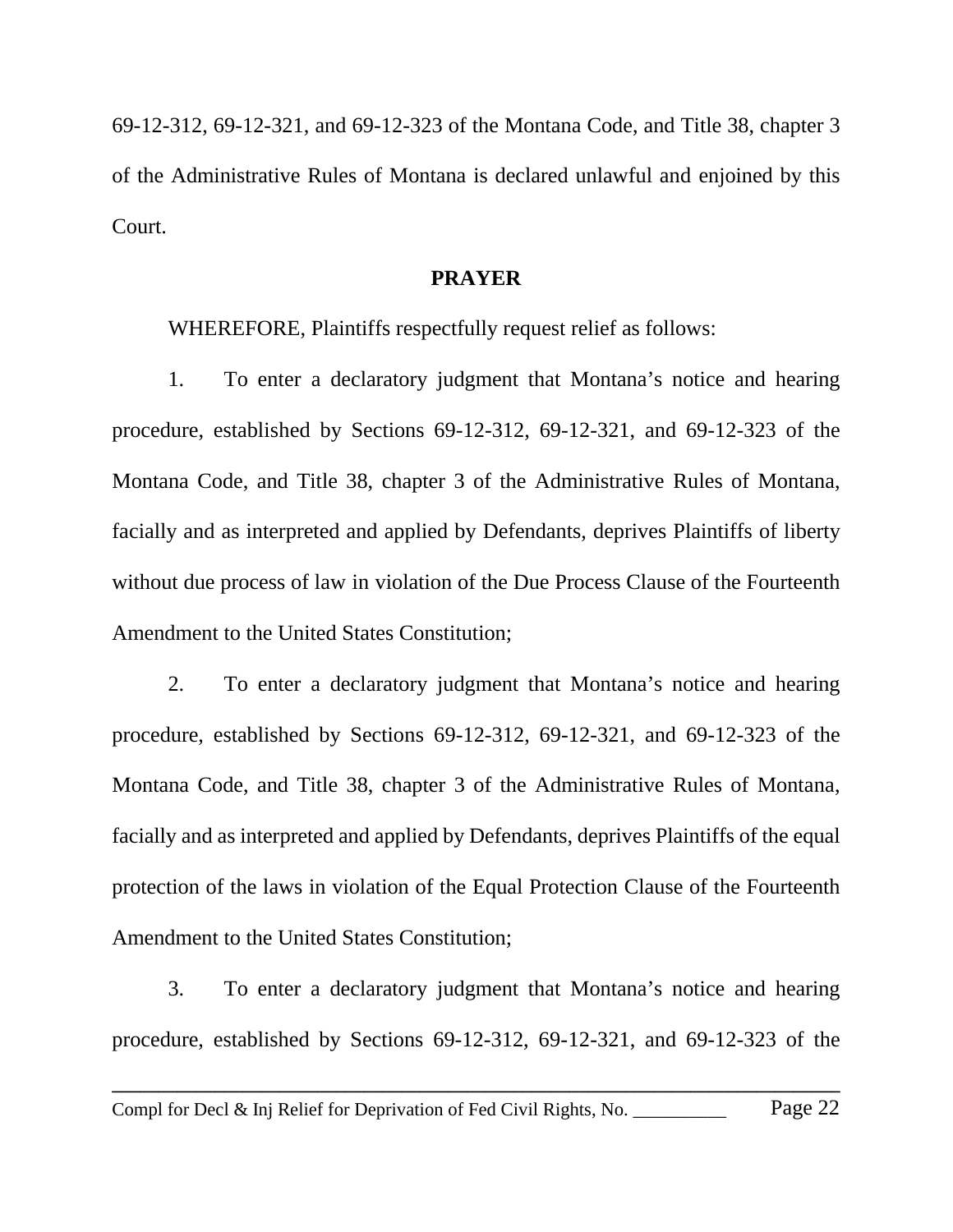69-12-312, 69-12-321, and 69-12-323 of the Montana Code, and Title 38, chapter 3 of the Administrative Rules of Montana is declared unlawful and enjoined by this Court.

**PRAYER**

WHEREFORE, Plaintiffs respectfully request relief as follows:

1. To enter a declaratory judgment that Montana's notice and hearing procedure, established by Sections 69-12-312, 69-12-321, and 69-12-323 of the Montana Code, and Title 38, chapter 3 of the Administrative Rules of Montana, facially and as interpreted and applied by Defendants, deprives Plaintiffs of liberty without due process of law in violation of the Due Process Clause of the Fourteenth Amendment to the United States Constitution;

2. To enter a declaratory judgment that Montana's notice and hearing procedure, established by Sections 69-12-312, 69-12-321, and 69-12-323 of the Montana Code, and Title 38, chapter 3 of the Administrative Rules of Montana, facially and as interpreted and applied by Defendants, deprives Plaintiffs of the equal protection of the laws in violation of the Equal Protection Clause of the Fourteenth Amendment to the United States Constitution;

3. To enter a declaratory judgment that Montana's notice and hearing procedure, established by Sections 69-12-312, 69-12-321, and 69-12-323 of the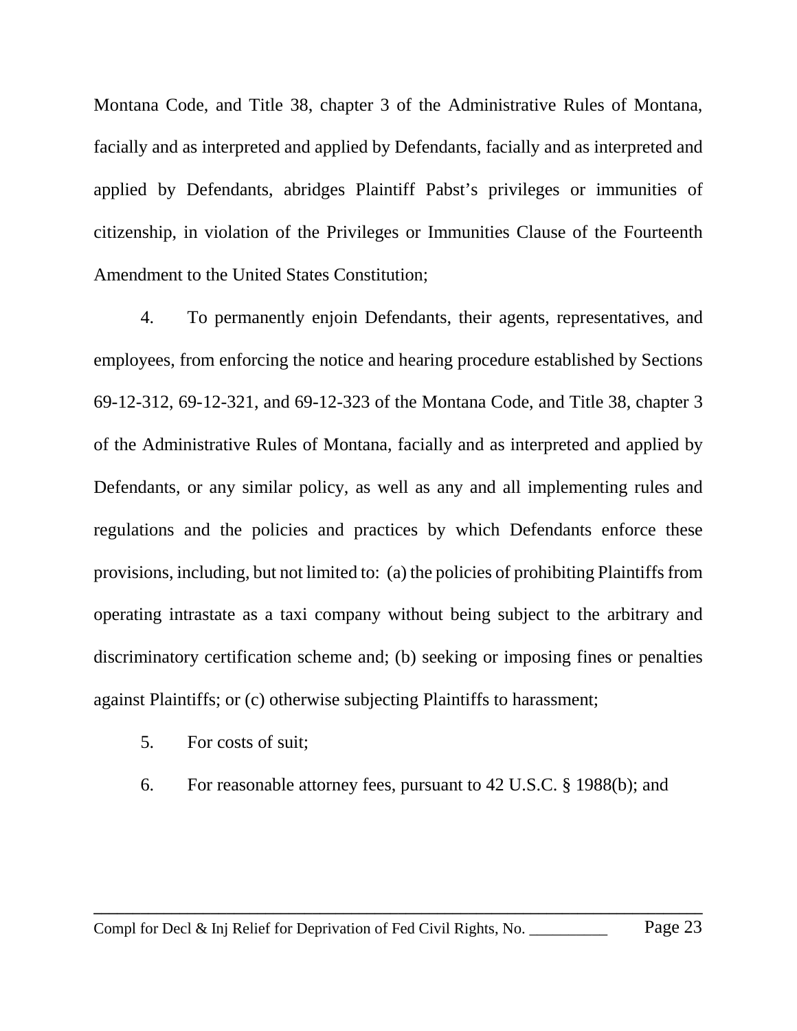Montana Code, and Title 38, chapter 3 of the Administrative Rules of Montana, facially and as interpreted and applied by Defendants, facially and as interpreted and applied by Defendants, abridges Plaintiff Pabst's privileges or immunities of citizenship, in violation of the Privileges or Immunities Clause of the Fourteenth Amendment to the United States Constitution;

4. To permanently enjoin Defendants, their agents, representatives, and employees, from enforcing the notice and hearing procedure established by Sections 69-12-312, 69-12-321, and 69-12-323 of the Montana Code, and Title 38, chapter 3 of the Administrative Rules of Montana, facially and as interpreted and applied by Defendants, or any similar policy, as well as any and all implementing rules and regulations and the policies and practices by which Defendants enforce these provisions, including, but not limited to: (a) the policies of prohibiting Plaintiffs from operating intrastate as a taxi company without being subject to the arbitrary and discriminatory certification scheme and; (b) seeking or imposing fines or penalties against Plaintiffs; or (c) otherwise subjecting Plaintiffs to harassment;

5. For costs of suit;

6. For reasonable attorney fees, pursuant to 42 U.S.C. § 1988(b); and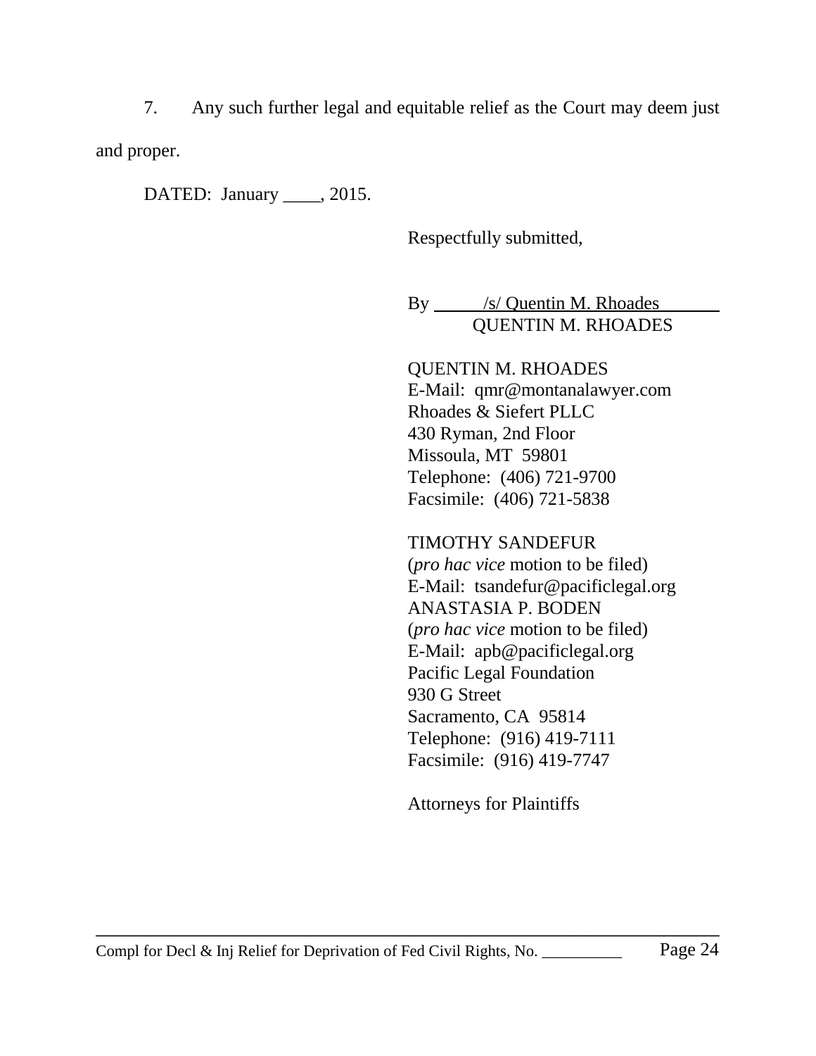7. Any such further legal and equitable relief as the Court may deem just and proper.

DATED: January ____, 2015.

Respectfully submitted,

By /s/ Quentin M. Rhoades
QUENTIN M. RHOADES

QUENTIN M. RHOADES
E-Mail: qmr@montanalawyer.com
Rhoades & Siefert PLLC
430 Ryman, 2nd Floor
Missoula, MT 59801
Telephone: (406) 721-9700
Facsimile: (406) 721-5838

TIMOTHY SANDEFUR
(*pro hac vice* motion to be filed)
E-Mail: tsandefur@pacificlegal.org
ANASTASIA P. BODEN
(*pro hac vice* motion to be filed)
E-Mail: apb@pacificlegal.org
Pacific Legal Foundation
930 G Street
Sacramento, CA 95814
Telephone: (916) 419-7111
Facsimile: (916) 419-7747

Attorneys for Plaintiffs